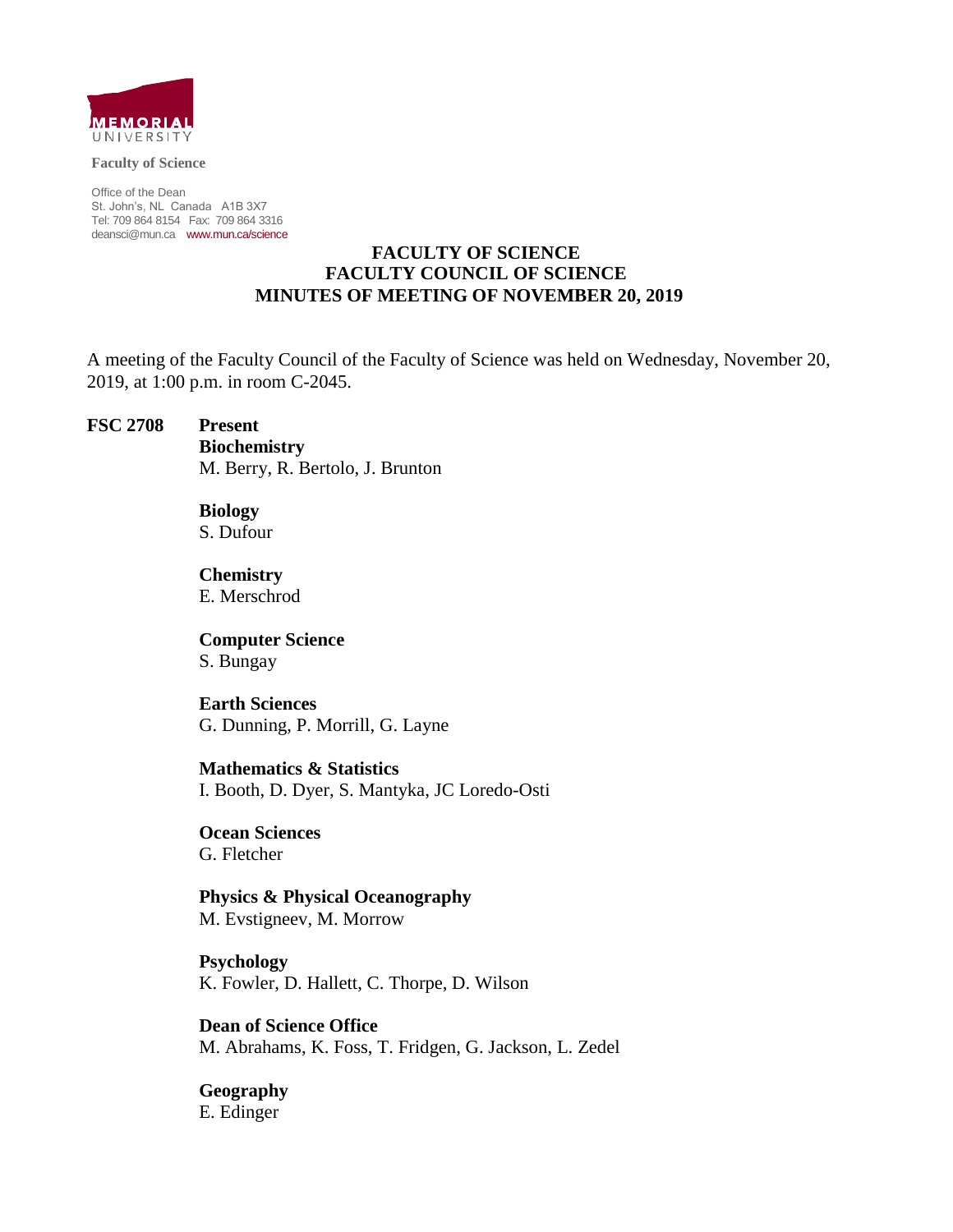Faculty of Science

Office of the Dean
St. John's, NL Canada A1B 3X7
Tel: 709 864 8154 Fax: 709 864 3316
deansci@mun.ca www.mun.ca/science

# FACULTY OF SCIENCE
# FACULTY COUNCIL OF SCIENCE
# MINUTES OF MEETING OF NOVEMBER 20, 2019

A meeting of the Faculty Council of the Faculty of Science was held on Wednesday, November 20, 2019, at 1:00 p.m. in room C-2045.

**FSC 2708** **Present**

**Biochemistry**
M. Berry, R. Bertolo, J. Brunton

**Biology**
S. Dufour

**Chemistry**
E. Merschrod

**Computer Science**
S. Bungay

**Earth Sciences**
G. Dunning, P. Morrill, G. Layne

**Mathematics & Statistics**
I. Booth, D. Dyer, S. Mantyka, JC Loredo-Osti

**Ocean Sciences**
G. Fletcher

**Physics & Physical Oceanography**
M. Evstigneev, M. Morrow

**Psychology**
K. Fowler, D. Hallett, C. Thorpe, D. Wilson

**Dean of Science Office**
M. Abrahams, K. Foss, T. Fridgen, G. Jackson, L. Zedel

**Geography**
E. Edinger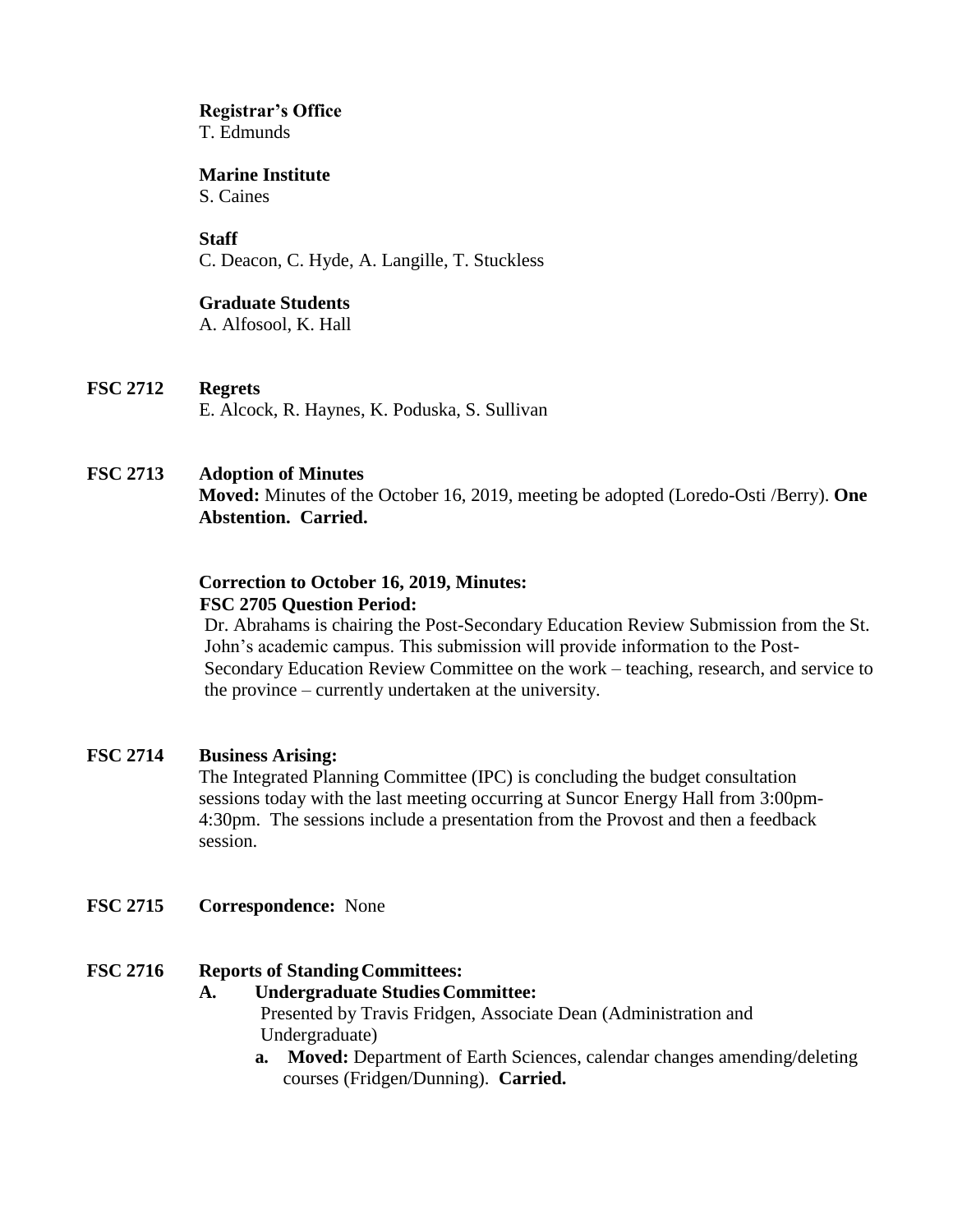**Registrar's Office**
T. Edmunds

**Marine Institute**
S. Caines

**Staff**
C. Deacon, C. Hyde, A. Langille, T. Stuckless

**Graduate Students**
A. Alfosool, K. Hall

**FSC 2712 Regrets**
E. Alcock, R. Haynes, K. Poduska, S. Sullivan

**FSC 2713 Adoption of Minutes**
**Moved:** Minutes of the October 16, 2019, meeting be adopted (Loredo-Osti /Berry). **One Abstention. Carried.**

**Correction to October 16, 2019, Minutes:**
**FSC 2705 Question Period:**
Dr. Abrahams is chairing the Post-Secondary Education Review Submission from the St. John's academic campus. This submission will provide information to the Post-Secondary Education Review Committee on the work – teaching, research, and service to the province – currently undertaken at the university.

**FSC 2714 Business Arising:**
The Integrated Planning Committee (IPC) is concluding the budget consultation sessions today with the last meeting occurring at Suncor Energy Hall from 3:00pm-4:30pm. The sessions include a presentation from the Provost and then a feedback session.

**FSC 2715 Correspondence:** None

**FSC 2716 Reports of Standing Committees:**

**A. Undergraduate Studies Committee:**
Presented by Travis Fridgen, Associate Dean (Administration and Undergraduate)

**a. Moved:** Department of Earth Sciences, calendar changes amending/deleting courses (Fridgen/Dunning). **Carried.**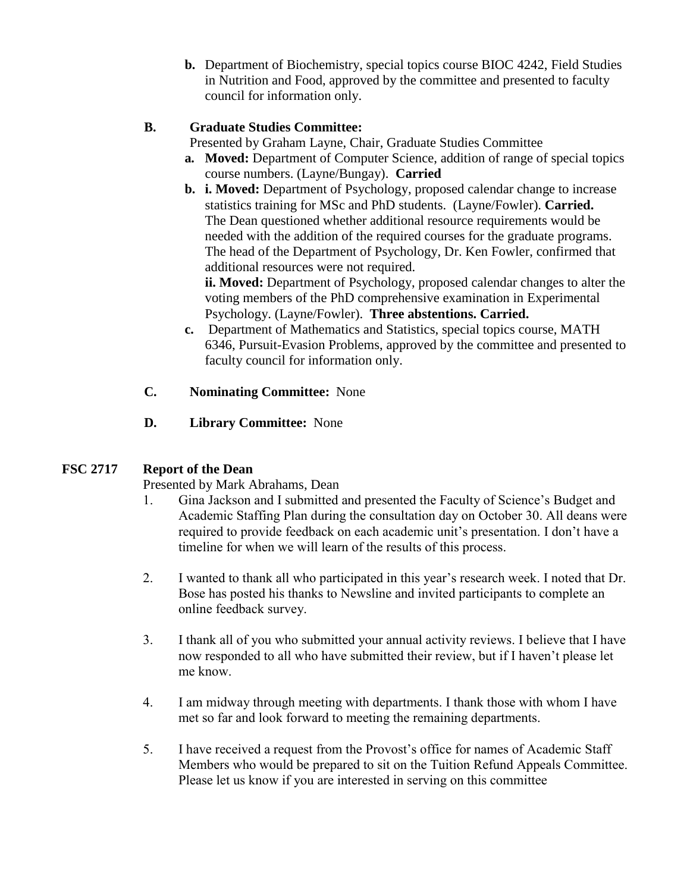b. Department of Biochemistry, special topics course BIOC 4242, Field Studies in Nutrition and Food, approved by the committee and presented to faculty council for information only.

**B. Graduate Studies Committee:**

Presented by Graham Layne, Chair, Graduate Studies Committee

a. **Moved:** Department of Computer Science, addition of range of special topics course numbers. (Layne/Bungay). **Carried**

b. **i. Moved:** Department of Psychology, proposed calendar change to increase statistics training for MSc and PhD students. (Layne/Fowler). **Carried.** The Dean questioned whether additional resource requirements would be needed with the addition of the required courses for the graduate programs. The head of the Department of Psychology, Dr. Ken Fowler, confirmed that additional resources were not required.

**ii. Moved:** Department of Psychology, proposed calendar changes to alter the voting members of the PhD comprehensive examination in Experimental Psychology. (Layne/Fowler). **Three abstentions. Carried.**

c. Department of Mathematics and Statistics, special topics course, MATH 6346, Pursuit-Evasion Problems, approved by the committee and presented to faculty council for information only.

**C. Nominating Committee:** None

**D. Library Committee:** None

## FSC 2717 Report of the Dean

Presented by Mark Abrahams, Dean

1. Gina Jackson and I submitted and presented the Faculty of Science's Budget and Academic Staffing Plan during the consultation day on October 30. All deans were required to provide feedback on each academic unit's presentation. I don't have a timeline for when we will learn of the results of this process.

2. I wanted to thank all who participated in this year's research week. I noted that Dr. Bose has posted his thanks to Newsline and invited participants to complete an online feedback survey.

3. I thank all of you who submitted your annual activity reviews. I believe that I have now responded to all who have submitted their review, but if I haven't please let me know.

4. I am midway through meeting with departments. I thank those with whom I have met so far and look forward to meeting the remaining departments.

5. I have received a request from the Provost's office for names of Academic Staff Members who would be prepared to sit on the Tuition Refund Appeals Committee. Please let us know if you are interested in serving on this committee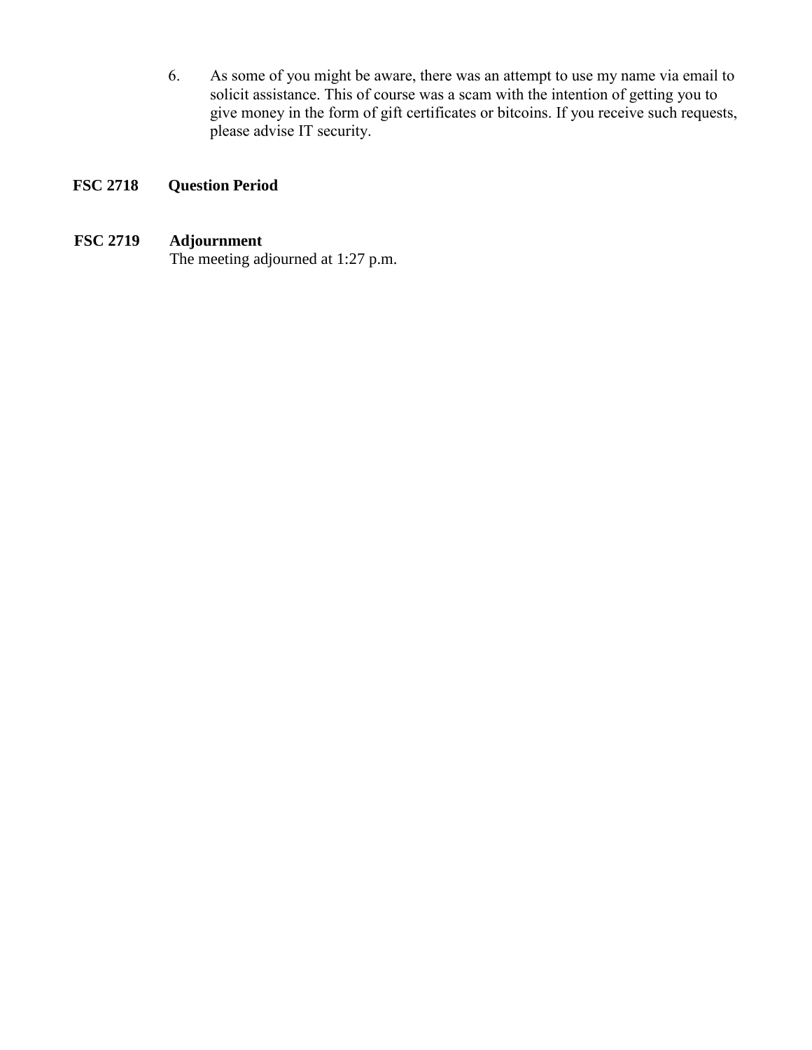6. As some of you might be aware, there was an attempt to use my name via email to solicit assistance. This of course was a scam with the intention of getting you to give money in the form of gift certificates or bitcoins. If you receive such requests, please advise IT security.

**FSC 2718 Question Period**

**FSC 2719 Adjournment**

The meeting adjourned at 1:27 p.m.